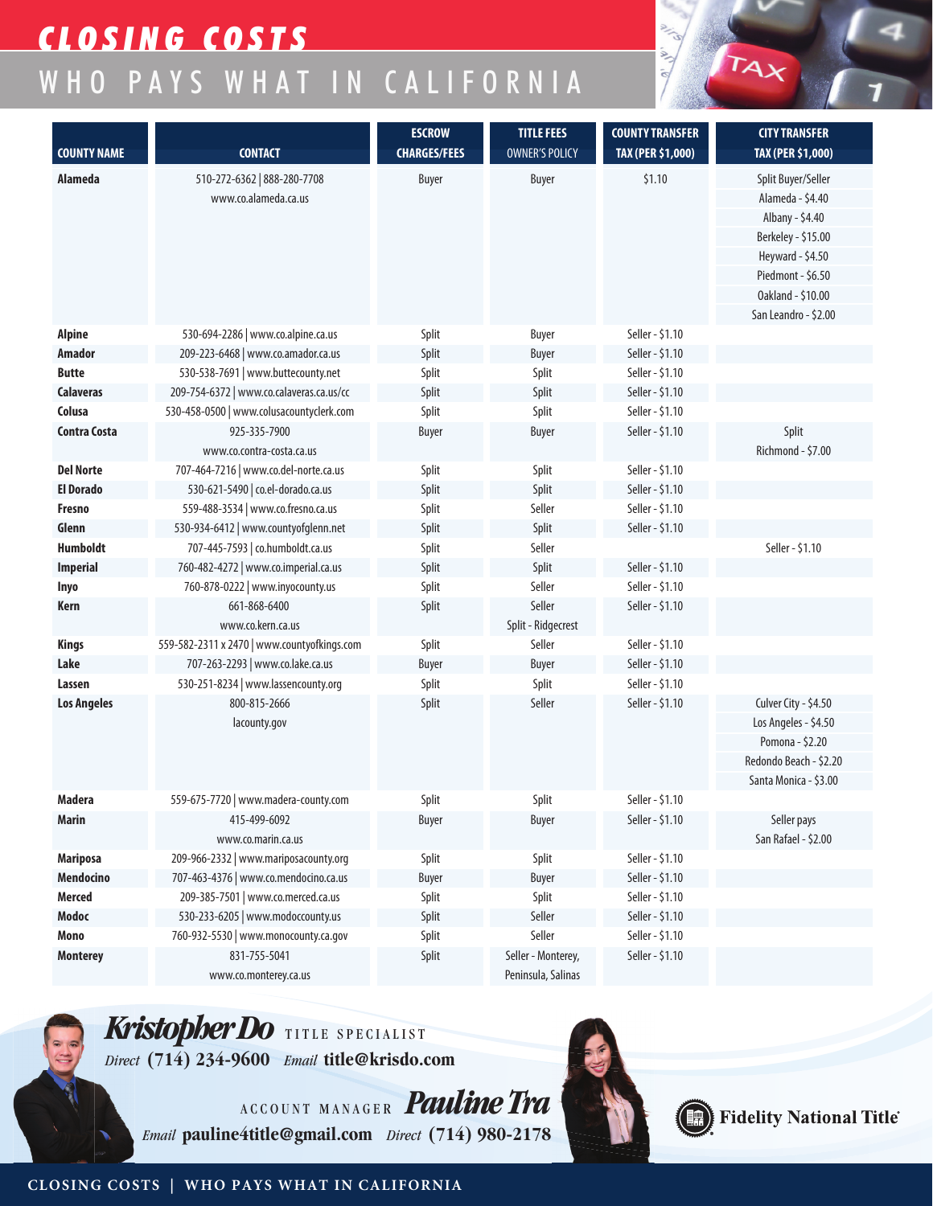# CLOSING COSTS

## WHO PAYS WHAT IN CALIFORNIA

| COUNTY NAME | CONTACT | ESCROW CHARGES/FEES | TITLE FEES OWNER'S POLICY | COUNTY TRANSFER TAX (PER $1,000) | CITY TRANSFER TAX (PER $1,000) |
|---|---|---|---|---|---|
| **Alameda** | 510-272-6362 \| 888-280-7708 www.co.alameda.ca.us | Buyer | Buyer | $1.10 | Split Buyer/Seller Alameda - $4.40 Albany - $4.40 Berkeley - $15.00 Heyward - $4.50 Piedmont - $6.50 Oakland - $10.00 San Leandro - $2.00 |
| **Alpine** | 530-694-2286 \| www.co.alpine.ca.us | Split | Buyer | Seller - $1.10 | |
| **Amador** | 209-223-6468 \| www.co.amador.ca.us | Split | Buyer | Seller - $1.10 | |
| **Butte** | 530-538-7691 \| www.buttecounty.net | Split | Split | Seller - $1.10 | |
| **Calaveras** | 209-754-6372 \| www.co.calaveras.ca.us/cc | Split | Split | Seller - $1.10 | |
| **Colusa** | 530-458-0500 \| www.colusacountyclerk.com | Split | Split | Seller - $1.10 | |
| **Contra Costa** | 925-335-7900 www.co.contra-costa.ca.us | Buyer | Buyer | Seller - $1.10 | Split Richmond - $7.00 |
| **Del Norte** | 707-464-7216 \| www.co.del-norte.ca.us | Split | Split | Seller - $1.10 | |
| **El Dorado** | 530-621-5490 \| co.el-dorado.ca.us | Split | Split | Seller - $1.10 | |
| **Fresno** | 559-488-3534 \| www.co.fresno.ca.us | Split | Seller | Seller - $1.10 | |
| **Glenn** | 530-934-6412 \| www.countyofglenn.net | Split | Split | Seller - $1.10 | |
| **Humboldt** | 707-445-7593 \| co.humboldt.ca.us | Split | Seller | | Seller - $1.10 |
| **Imperial** | 760-482-4272 \| www.co.imperial.ca.us | Split | Split | Seller - $1.10 | |
| **Inyo** | 760-878-0222 \| www.inyocounty.us | Split | Seller | Seller - $1.10 | |
| **Kern** | 661-868-6400 www.co.kern.ca.us | Split | Seller Split - Ridgecrest | Seller - $1.10 | |
| **Kings** | 559-582-2311 x 2470 \| www.countyofkings.com | Split | Seller | Seller - $1.10 | |
| **Lake** | 707-263-2293 \| www.co.lake.ca.us | Buyer | Buyer | Seller - $1.10 | |
| **Lassen** | 530-251-8234 \| www.lassencounty.org | Split | Split | Seller - $1.10 | |
| **Los Angeles** | 800-815-2666 lacounty.gov | Split | Seller | Seller - $1.10 | Culver City - $4.50 Los Angeles - $4.50 Pomona - $2.20 Redondo Beach - $2.20 Santa Monica - $3.00 |
| **Madera** | 559-675-7720 \| www.madera-county.com | Split | Split | Seller - $1.10 | |
| **Marin** | 415-499-6092 www.co.marin.ca.us | Buyer | Buyer | Seller - $1.10 | Seller pays San Rafael - $2.00 |
| **Mariposa** | 209-966-2332 \| www.mariposacounty.org | Split | Split | Seller - $1.10 | |
| **Mendocino** | 707-463-4376 \| www.co.mendocino.ca.us | Buyer | Buyer | Seller - $1.10 | |
| **Merced** | 209-385-7501 \| www.co.merced.ca.us | Split | Split | Seller - $1.10 | |
| **Modoc** | 530-233-6205 \| www.modoccounty.us | Split | Seller | Seller - $1.10 | |
| **Mono** | 760-932-5530 \| www.monocounty.ca.gov | Split | Seller | Seller - $1.10 | |
| **Monterey** | 831-755-5041 www.co.monterey.ca.us | Split | Seller - Monterey, Peninsula, Salinas | Seller - $1.10 | |

**Kristopher Do** TITLE SPECIALIST
*Direct* **(714) 234-9600** *Email* **title@krisdo.com**

ACCOUNT MANAGER **Pauline Tra**
*Email* **pauline4title@gmail.com** *Direct* **(714) 980-2178**

Fidelity National Title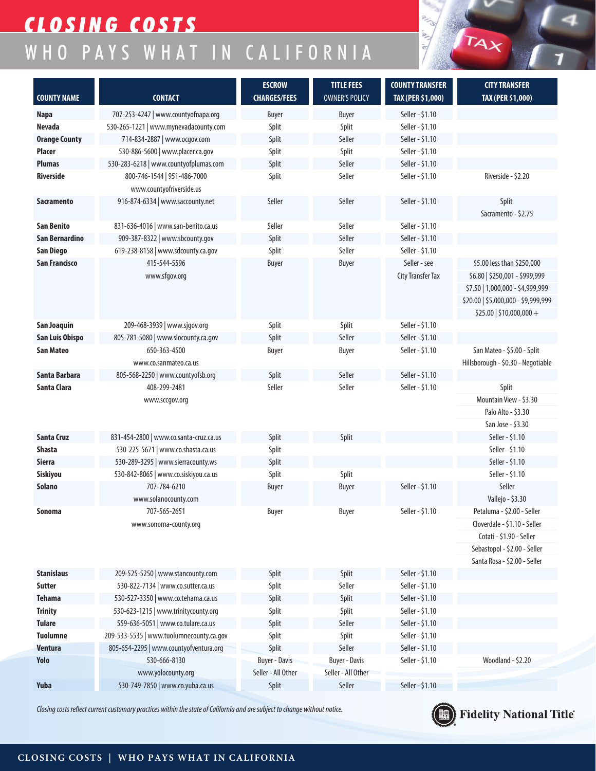# CLOSING COSTS

## WHO PAYS WHAT IN CALIFORNIA

| COUNTY NAME | CONTACT | ESCROW CHARGES/FEES | TITLE FEES OWNER'S POLICY | COUNTY TRANSFER TAX (PER $1,000) | CITY TRANSFER TAX (PER $1,000) |
|---|---|---|---|---|---|
| **Napa** | 707-253-4247 \| www.countyofnapa.org | Buyer | Buyer | Seller - $1.10 | |
| **Nevada** | 530-265-1221 \| www.mynevadacounty.com | Split | Split | Seller - $1.10 | |
| **Orange County** | 714-834-2887 \| www.ocgov.com | Split | Seller | Seller - $1.10 | |
| **Placer** | 530-886-5600 \| www.placer.ca.gov | Split | Split | Seller - $1.10 | |
| **Plumas** | 530-283-6218 \| www.countyofplumas.com | Split | Seller | Seller - $1.10 | |
| **Riverside** | 800-746-1544 \| 951-486-7000 www.countyofriverside.us | Split | Seller | Seller - $1.10 | Riverside - $2.20 |
| **Sacramento** | 916-874-6334 \| www.saccounty.net | Seller | Seller | Seller - $1.10 | Split Sacramento - $2.75 |
| **San Benito** | 831-636-4016 \| www.san-benito.ca.us | Seller | Seller | Seller - $1.10 | |
| **San Bernardino** | 909-387-8322 \| www.sbcounty.gov | Split | Seller | Seller - $1.10 | |
| **San Diego** | 619-238-8158 \| www.sdcounty.ca.gov | Split | Seller | Seller - $1.10 | |
| **San Francisco** | 415-544-5596 www.sfgov.org | Buyer | Buyer | Seller - see City Transfer Tax | $5.00 less than $250,000<br>$6.80 \| $250,001 - $999,999<br>$7.50 \| 1,000,000 - $4,999,999<br>$20.00 \| $5,000,000 - $9,999,999<br>$25.00 \| $10,000,000 + |
| **San Joaquin** | 209-468-3939 \| www.sjgov.org | Split | Split | Seller - $1.10 | |
| **San Luis Obispo** | 805-781-5080 \| www.slocounty.ca.gov | Split | Seller | Seller - $1.10 | |
| **San Mateo** | 650-363-4500 www.co.sanmateo.ca.us | Buyer | Buyer | Seller - $1.10 | San Mateo - $5.00 - Split<br>Hillsborough - $0.30 - Negotiable |
| **Santa Barbara** | 805-568-2250 \| www.countyofsb.org | Split | Seller | Seller - $1.10 | |
| **Santa Clara** | 408-299-2481 www.sccgov.org | Seller | Seller | Seller - $1.10 | Split<br>Mountain View - $3.30<br>Palo Alto - $3.30<br>San Jose - $3.30 |
| **Santa Cruz** | 831-454-2800 \| www.co.santa-cruz.ca.us | Split | Split | | Seller - $1.10 |
| **Shasta** | 530-225-5671 \| www.co.shasta.ca.us | Split | | | Seller - $1.10 |
| **Sierra** | 530-289-3295 \| www.sierracounty.ws | Split | | | Seller - $1.10 |
| **Siskiyou** | 530-842-8065 \| www.co.siskiyou.ca.us | Split | Split | | Seller - $1.10 |
| **Solano** | 707-784-6210 www.solanocounty.com | Buyer | Buyer | Seller - $1.10 | Seller<br>Vallejo - $3.30 |
| **Sonoma** | 707-565-2651 www.sonoma-county.org | Buyer | Buyer | Seller - $1.10 | Petaluma - $2.00 - Seller<br>Cloverdale - $1.10 - Seller<br>Cotati - $1.90 - Seller<br>Sebastopol - $2.00 - Seller<br>Santa Rosa - $2.00 - Seller |
| **Stanislaus** | 209-525-5250 \| www.stancounty.com | Split | Split | Seller - $1.10 | |
| **Sutter** | 530-822-7134 \| www.co.sutter.ca.us | Split | Seller | Seller - $1.10 | |
| **Tehama** | 530-527-3350 \| www.co.tehama.ca.us | Split | Split | Seller - $1.10 | |
| **Trinity** | 530-623-1215 \| www.trinitycounty.org | Split | Split | Seller - $1.10 | |
| **Tulare** | 559-636-5051 \| www.co.tulare.ca.us | Split | Seller | Seller - $1.10 | |
| **Tuolumne** | 209-533-5535 \| www.tuolumnecounty.ca.gov | Split | Split | Seller - $1.10 | |
| **Ventura** | 805-654-2295 \| www.countyofventura.org | Split | Seller | Seller - $1.10 | |
| **Yolo** | 530-666-8130 www.yolocounty.org | Buyer - Davis<br>Seller - All Other | Buyer - Davis<br>Seller - All Other | Seller - $1.10 | Woodland - $2.20 |
| **Yuba** | 530-749-7850 \| www.co.yuba.ca.us | Split | Seller | Seller - $1.10 | |

*Closing costs reflect current customary practices within the state of California and are subject to change without notice.*

Fidelity National Title